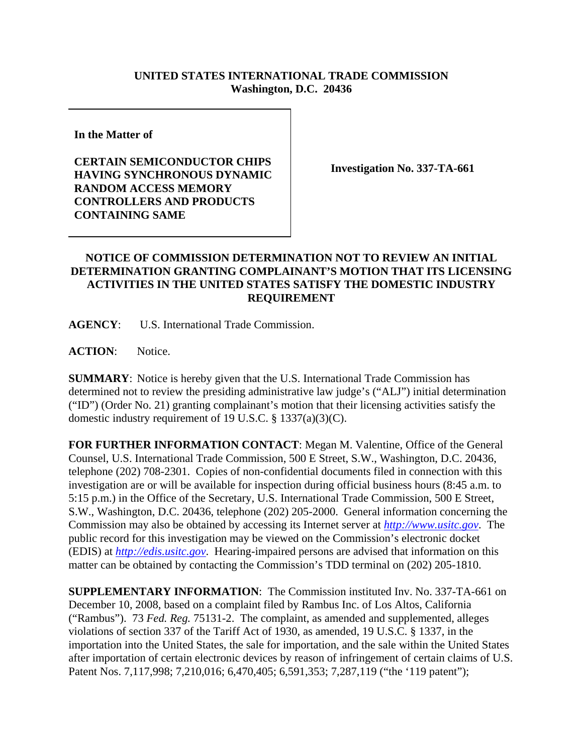**UNITED STATES INTERNATIONAL TRADE COMMISSION**
**Washington, D.C. 20436**

**In the Matter of**

**CERTAIN SEMICONDUCTOR CHIPS HAVING SYNCHRONOUS DYNAMIC RANDOM ACCESS MEMORY CONTROLLERS AND PRODUCTS CONTAINING SAME**

**Investigation No. 337-TA-661**

**NOTICE OF COMMISSION DETERMINATION NOT TO REVIEW AN INITIAL DETERMINATION GRANTING COMPLAINANT'S MOTION THAT ITS LICENSING ACTIVITIES IN THE UNITED STATES SATISFY THE DOMESTIC INDUSTRY REQUIREMENT**

**AGENCY**: U.S. International Trade Commission.

**ACTION**: Notice.

**SUMMARY**: Notice is hereby given that the U.S. International Trade Commission has determined not to review the presiding administrative law judge's ("ALJ") initial determination ("ID") (Order No. 21) granting complainant's motion that their licensing activities satisfy the domestic industry requirement of 19 U.S.C. § 1337(a)(3)(C).

**FOR FURTHER INFORMATION CONTACT**: Megan M. Valentine, Office of the General Counsel, U.S. International Trade Commission, 500 E Street, S.W., Washington, D.C. 20436, telephone (202) 708-2301. Copies of non-confidential documents filed in connection with this investigation are or will be available for inspection during official business hours (8:45 a.m. to 5:15 p.m.) in the Office of the Secretary, U.S. International Trade Commission, 500 E Street, S.W., Washington, D.C. 20436, telephone (202) 205-2000. General information concerning the Commission may also be obtained by accessing its Internet server at *http://www.usitc.gov*. The public record for this investigation may be viewed on the Commission's electronic docket (EDIS) at *http://edis.usitc.gov*. Hearing-impaired persons are advised that information on this matter can be obtained by contacting the Commission's TDD terminal on (202) 205-1810.

**SUPPLEMENTARY INFORMATION**: The Commission instituted Inv. No. 337-TA-661 on December 10, 2008, based on a complaint filed by Rambus Inc. of Los Altos, California ("Rambus"). 73 *Fed. Reg.* 75131-2. The complaint, as amended and supplemented, alleges violations of section 337 of the Tariff Act of 1930, as amended, 19 U.S.C. § 1337, in the importation into the United States, the sale for importation, and the sale within the United States after importation of certain electronic devices by reason of infringement of certain claims of U.S. Patent Nos. 7,117,998; 7,210,016; 6,470,405; 6,591,353; 7,287,119 ("the '119 patent");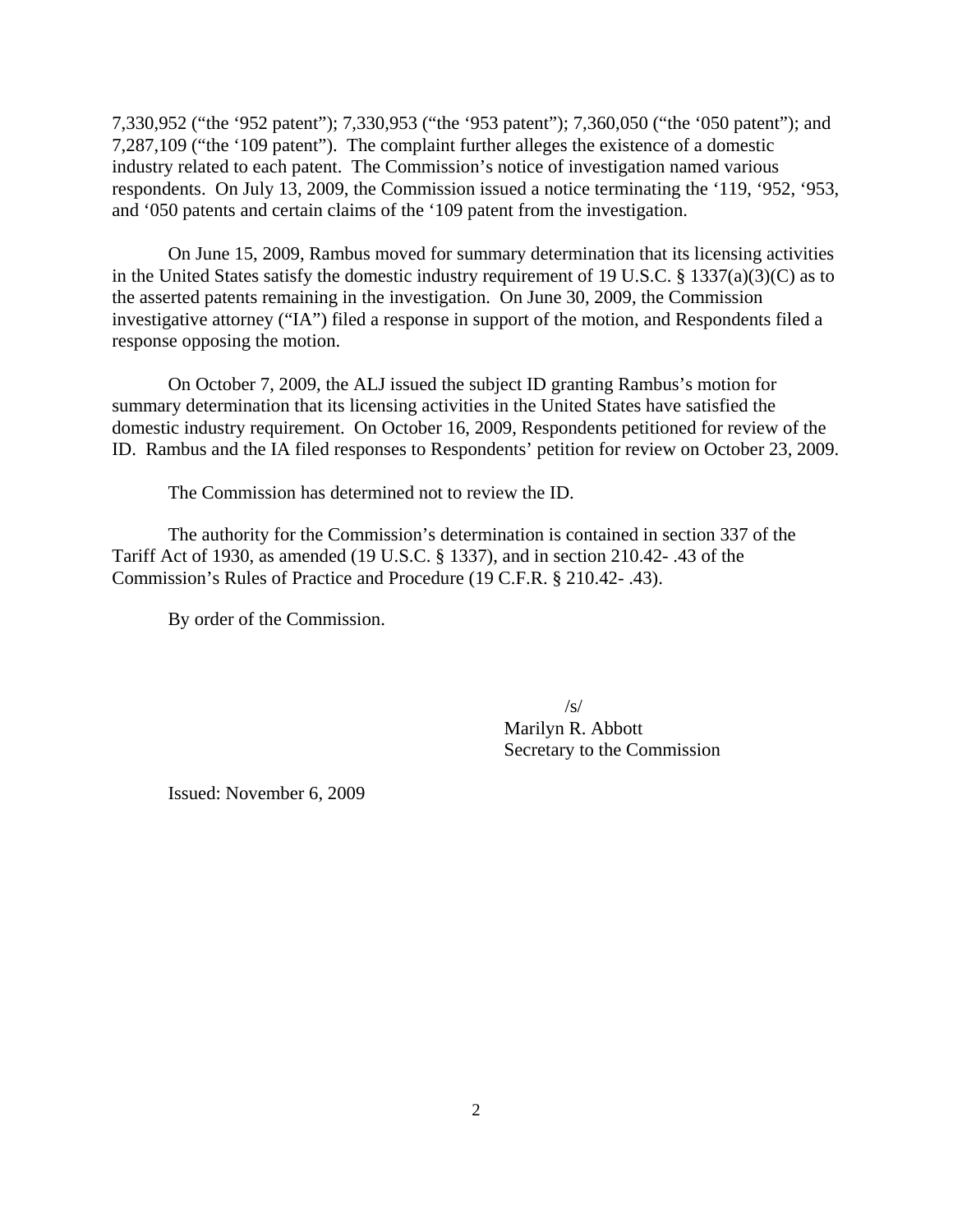7,330,952 (“the ‘952 patent”); 7,330,953 (“the ‘953 patent”); 7,360,050 (“the ‘050 patent”); and 7,287,109 (“the ‘109 patent”). The complaint further alleges the existence of a domestic industry related to each patent. The Commission’s notice of investigation named various respondents. On July 13, 2009, the Commission issued a notice terminating the ‘119, ‘952, ‘953, and ‘050 patents and certain claims of the ‘109 patent from the investigation.

On June 15, 2009, Rambus moved for summary determination that its licensing activities in the United States satisfy the domestic industry requirement of 19 U.S.C. § 1337(a)(3)(C) as to the asserted patents remaining in the investigation. On June 30, 2009, the Commission investigative attorney (“IA”) filed a response in support of the motion, and Respondents filed a response opposing the motion.

On October 7, 2009, the ALJ issued the subject ID granting Rambus’s motion for summary determination that its licensing activities in the United States have satisfied the domestic industry requirement. On October 16, 2009, Respondents petitioned for review of the ID. Rambus and the IA filed responses to Respondents’ petition for review on October 23, 2009.

The Commission has determined not to review the ID.

The authority for the Commission’s determination is contained in section 337 of the Tariff Act of 1930, as amended (19 U.S.C. § 1337), and in section 210.42- .43 of the Commission’s Rules of Practice and Procedure (19 C.F.R. § 210.42- .43).

By order of the Commission.

/s/
Marilyn R. Abbott
Secretary to the Commission

Issued: November 6, 2009